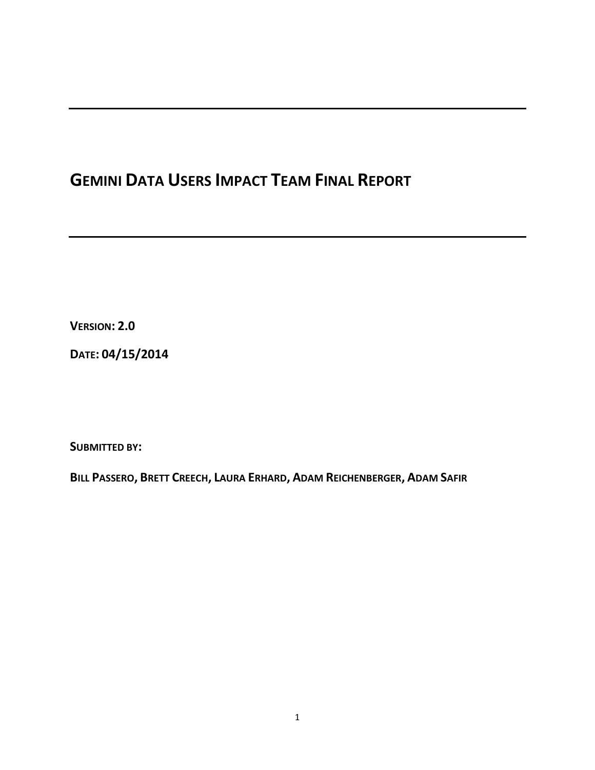# GEMINI DATA USERS IMPACT TEAM FINAL REPORT

**VERSION: 2.0**

**DATE: 04/15/2014**

**SUBMITTED BY:**

**BILL PASSERO, BRETT CREECH, LAURA ERHARD, ADAM REICHENBERGER, ADAM SAFIR**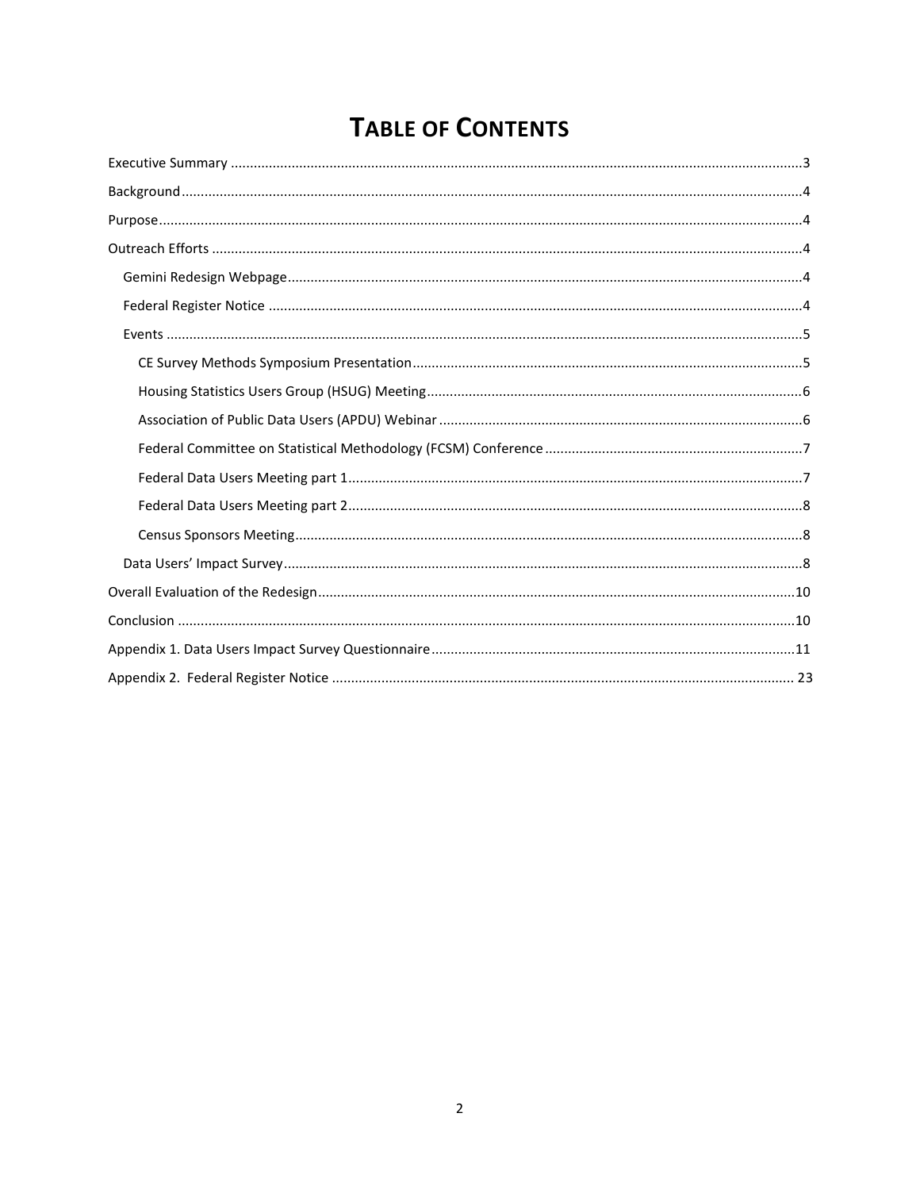# TABLE OF CONTENTS

Executive Summary .....................................................................................................................................3

Background..................................................................................................................................................4

Purpose........................................................................................................................................................4

Outreach Efforts ..........................................................................................................................................4

- Gemini Redesign Webpage......................................................................................................................4
- Federal Register Notice ...........................................................................................................................4
- Events ......................................................................................................................................................5
  - CE Survey Methods Symposium Presentation......................................................................................5
  - Housing Statistics Users Group (HSUG) Meeting..................................................................................6
  - Association of Public Data Users (APDU) Webinar ...............................................................................6
  - Federal Committee on Statistical Methodology (FCSM) Conference ....................................................7
  - Federal Data Users Meeting part 1.......................................................................................................7
  - Federal Data Users Meeting part 2.......................................................................................................8
  - Census Sponsors Meeting.....................................................................................................................8
- Data Users' Impact Survey........................................................................................................................8

Overall Evaluation of the Redesign.............................................................................................................10

Conclusion .................................................................................................................................................10

Appendix 1. Data Users Impact Survey Questionnaire................................................................................11

Appendix 2. Federal Register Notice ......................................................................................................... 23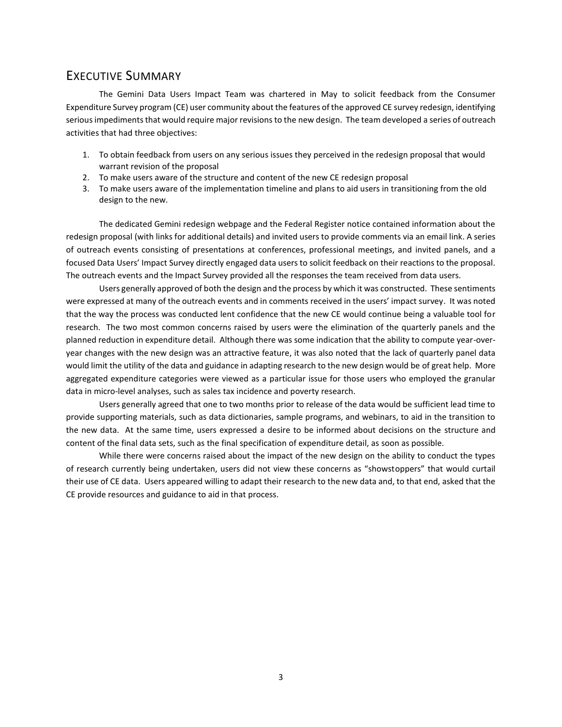## Executive Summary

The Gemini Data Users Impact Team was chartered in May to solicit feedback from the Consumer Expenditure Survey program (CE) user community about the features of the approved CE survey redesign, identifying serious impediments that would require major revisions to the new design. The team developed a series of outreach activities that had three objectives:

1. To obtain feedback from users on any serious issues they perceived in the redesign proposal that would warrant revision of the proposal
2. To make users aware of the structure and content of the new CE redesign proposal
3. To make users aware of the implementation timeline and plans to aid users in transitioning from the old design to the new.

The dedicated Gemini redesign webpage and the Federal Register notice contained information about the redesign proposal (with links for additional details) and invited users to provide comments via an email link. A series of outreach events consisting of presentations at conferences, professional meetings, and invited panels, and a focused Data Users' Impact Survey directly engaged data users to solicit feedback on their reactions to the proposal. The outreach events and the Impact Survey provided all the responses the team received from data users.

Users generally approved of both the design and the process by which it was constructed. These sentiments were expressed at many of the outreach events and in comments received in the users' impact survey. It was noted that the way the process was conducted lent confidence that the new CE would continue being a valuable tool for research. The two most common concerns raised by users were the elimination of the quarterly panels and the planned reduction in expenditure detail. Although there was some indication that the ability to compute year-over-year changes with the new design was an attractive feature, it was also noted that the lack of quarterly panel data would limit the utility of the data and guidance in adapting research to the new design would be of great help. More aggregated expenditure categories were viewed as a particular issue for those users who employed the granular data in micro-level analyses, such as sales tax incidence and poverty research.

Users generally agreed that one to two months prior to release of the data would be sufficient lead time to provide supporting materials, such as data dictionaries, sample programs, and webinars, to aid in the transition to the new data. At the same time, users expressed a desire to be informed about decisions on the structure and content of the final data sets, such as the final specification of expenditure detail, as soon as possible.

While there were concerns raised about the impact of the new design on the ability to conduct the types of research currently being undertaken, users did not view these concerns as "showstoppers" that would curtail their use of CE data. Users appeared willing to adapt their research to the new data and, to that end, asked that the CE provide resources and guidance to aid in that process.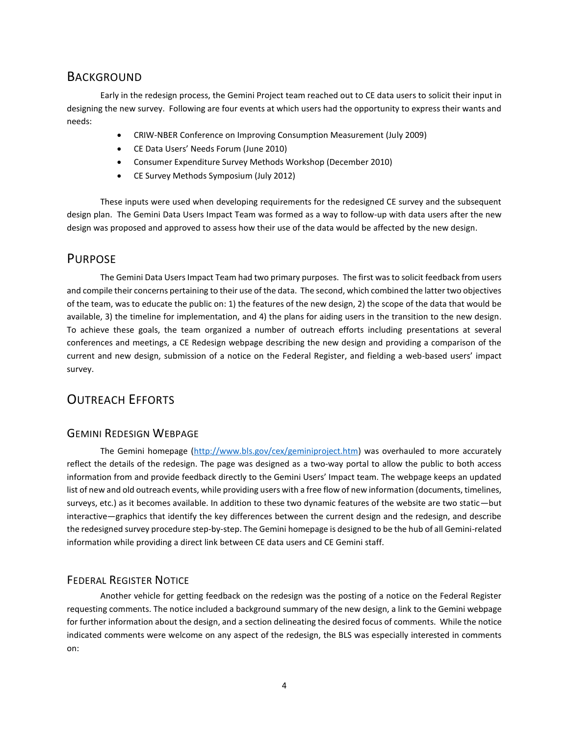## Background

Early in the redesign process, the Gemini Project team reached out to CE data users to solicit their input in designing the new survey. Following are four events at which users had the opportunity to express their wants and needs:

- CRIW-NBER Conference on Improving Consumption Measurement (July 2009)
- CE Data Users' Needs Forum (June 2010)
- Consumer Expenditure Survey Methods Workshop (December 2010)
- CE Survey Methods Symposium (July 2012)

These inputs were used when developing requirements for the redesigned CE survey and the subsequent design plan. The Gemini Data Users Impact Team was formed as a way to follow-up with data users after the new design was proposed and approved to assess how their use of the data would be affected by the new design.

## Purpose

The Gemini Data Users Impact Team had two primary purposes. The first was to solicit feedback from users and compile their concerns pertaining to their use of the data. The second, which combined the latter two objectives of the team, was to educate the public on: 1) the features of the new design, 2) the scope of the data that would be available, 3) the timeline for implementation, and 4) the plans for aiding users in the transition to the new design. To achieve these goals, the team organized a number of outreach efforts including presentations at several conferences and meetings, a CE Redesign webpage describing the new design and providing a comparison of the current and new design, submission of a notice on the Federal Register, and fielding a web-based users' impact survey.

## Outreach Efforts

### Gemini Redesign Webpage

The Gemini homepage ([http://www.bls.gov/cex/geminiproject.htm](http://www.bls.gov/cex/geminiproject.htm)) was overhauled to more accurately reflect the details of the redesign. The page was designed as a two-way portal to allow the public to both access information from and provide feedback directly to the Gemini Users' Impact team. The webpage keeps an updated list of new and old outreach events, while providing users with a free flow of new information (documents, timelines, surveys, etc.) as it becomes available. In addition to these two dynamic features of the website are two static—but interactive—graphics that identify the key differences between the current design and the redesign, and describe the redesigned survey procedure step-by-step. The Gemini homepage is designed to be the hub of all Gemini-related information while providing a direct link between CE data users and CE Gemini staff.

### Federal Register Notice

Another vehicle for getting feedback on the redesign was the posting of a notice on the Federal Register requesting comments. The notice included a background summary of the new design, a link to the Gemini webpage for further information about the design, and a section delineating the desired focus of comments. While the notice indicated comments were welcome on any aspect of the redesign, the BLS was especially interested in comments on: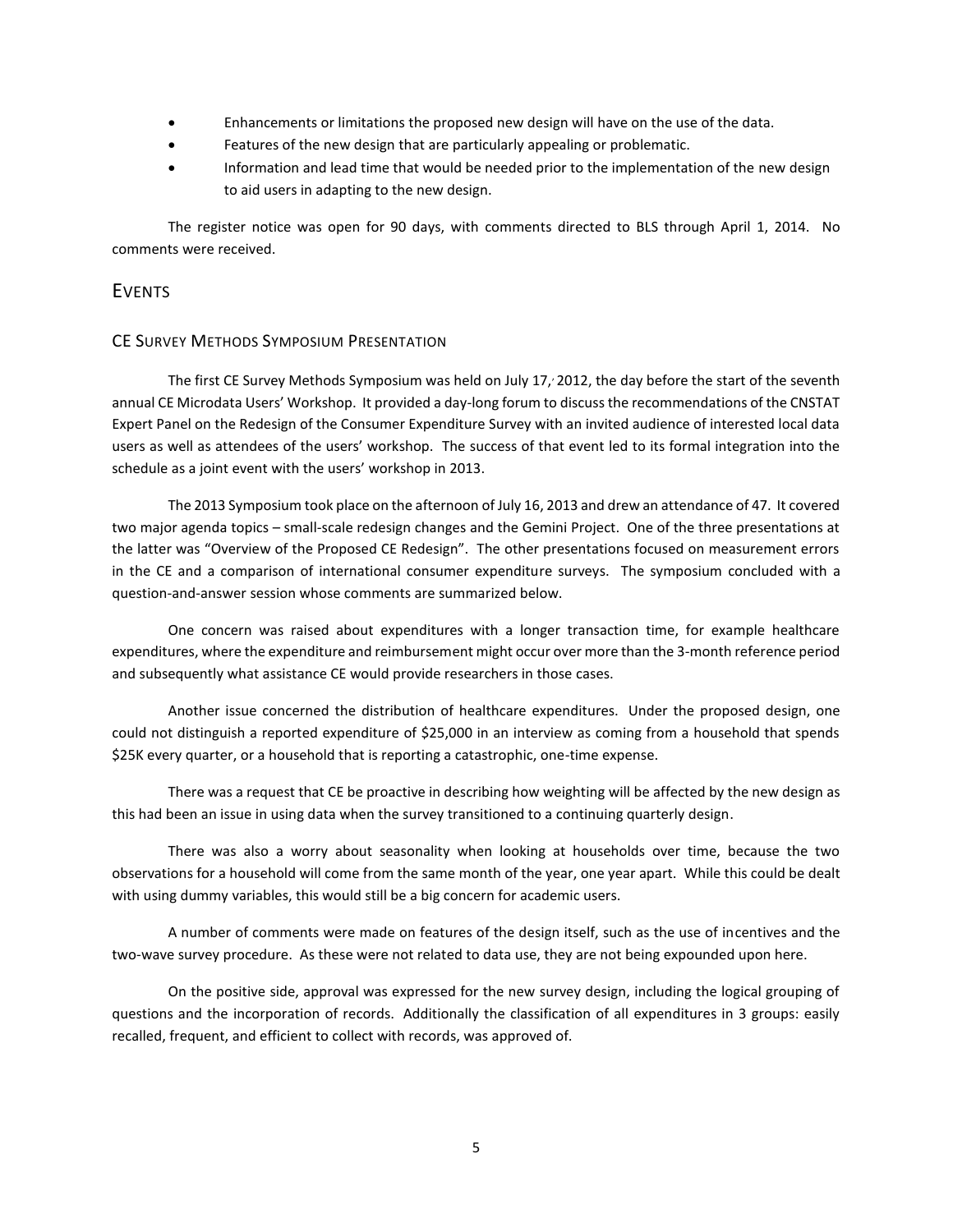- Enhancements or limitations the proposed new design will have on the use of the data.
- Features of the new design that are particularly appealing or problematic.
- Information and lead time that would be needed prior to the implementation of the new design to aid users in adapting to the new design.

The register notice was open for 90 days, with comments directed to BLS through April 1, 2014. No comments were received.

## EVENTS

### CE SURVEY METHODS SYMPOSIUM PRESENTATION

The first CE Survey Methods Symposium was held on July 17, 2012, the day before the start of the seventh annual CE Microdata Users' Workshop. It provided a day-long forum to discuss the recommendations of the CNSTAT Expert Panel on the Redesign of the Consumer Expenditure Survey with an invited audience of interested local data users as well as attendees of the users' workshop. The success of that event led to its formal integration into the schedule as a joint event with the users' workshop in 2013.

The 2013 Symposium took place on the afternoon of July 16, 2013 and drew an attendance of 47. It covered two major agenda topics – small-scale redesign changes and the Gemini Project. One of the three presentations at the latter was "Overview of the Proposed CE Redesign". The other presentations focused on measurement errors in the CE and a comparison of international consumer expenditure surveys. The symposium concluded with a question-and-answer session whose comments are summarized below.

One concern was raised about expenditures with a longer transaction time, for example healthcare expenditures, where the expenditure and reimbursement might occur over more than the 3-month reference period and subsequently what assistance CE would provide researchers in those cases.

Another issue concerned the distribution of healthcare expenditures. Under the proposed design, one could not distinguish a reported expenditure of $25,000 in an interview as coming from a household that spends $25K every quarter, or a household that is reporting a catastrophic, one-time expense.

There was a request that CE be proactive in describing how weighting will be affected by the new design as this had been an issue in using data when the survey transitioned to a continuing quarterly design.

There was also a worry about seasonality when looking at households over time, because the two observations for a household will come from the same month of the year, one year apart. While this could be dealt with using dummy variables, this would still be a big concern for academic users.

A number of comments were made on features of the design itself, such as the use of incentives and the two-wave survey procedure. As these were not related to data use, they are not being expounded upon here.

On the positive side, approval was expressed for the new survey design, including the logical grouping of questions and the incorporation of records. Additionally the classification of all expenditures in 3 groups: easily recalled, frequent, and efficient to collect with records, was approved of.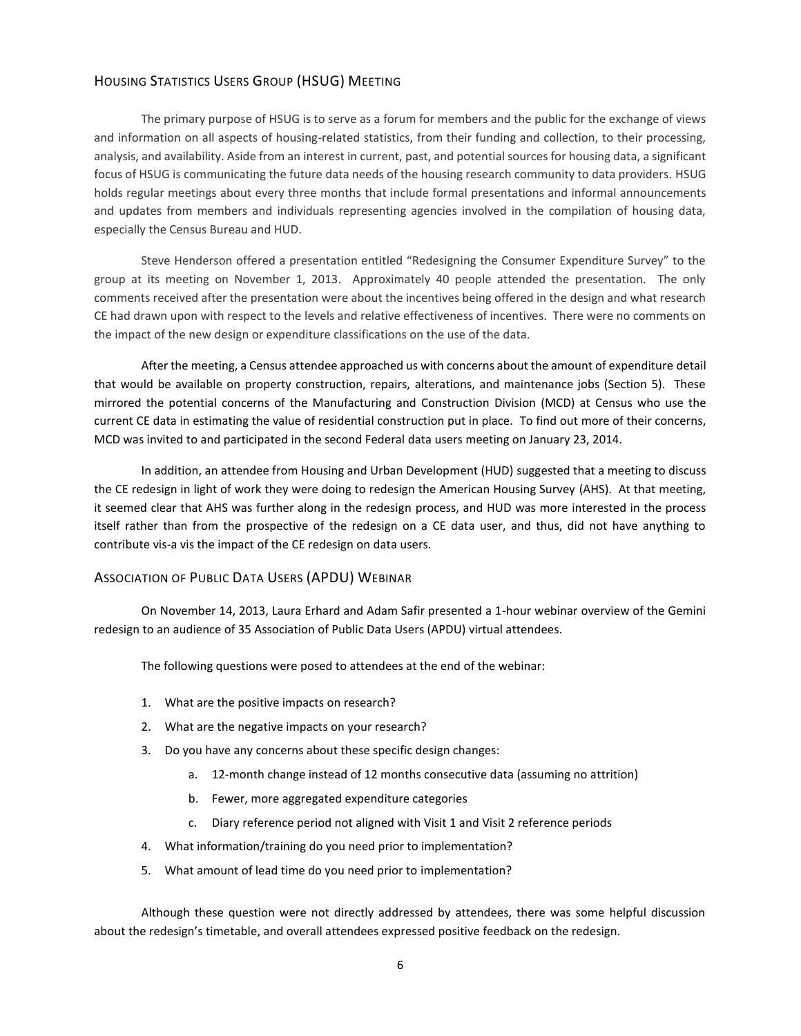## Housing Statistics Users Group (HSUG) Meeting

The primary purpose of HSUG is to serve as a forum for members and the public for the exchange of views and information on all aspects of housing-related statistics, from their funding and collection, to their processing, analysis, and availability. Aside from an interest in current, past, and potential sources for housing data, a significant focus of HSUG is communicating the future data needs of the housing research community to data providers. HSUG holds regular meetings about every three months that include formal presentations and informal announcements and updates from members and individuals representing agencies involved in the compilation of housing data, especially the Census Bureau and HUD.

Steve Henderson offered a presentation entitled "Redesigning the Consumer Expenditure Survey" to the group at its meeting on November 1, 2013. Approximately 40 people attended the presentation. The only comments received after the presentation were about the incentives being offered in the design and what research CE had drawn upon with respect to the levels and relative effectiveness of incentives. There were no comments on the impact of the new design or expenditure classifications on the use of the data.

After the meeting, a Census attendee approached us with concerns about the amount of expenditure detail that would be available on property construction, repairs, alterations, and maintenance jobs (Section 5). These mirrored the potential concerns of the Manufacturing and Construction Division (MCD) at Census who use the current CE data in estimating the value of residential construction put in place. To find out more of their concerns, MCD was invited to and participated in the second Federal data users meeting on January 23, 2014.

In addition, an attendee from Housing and Urban Development (HUD) suggested that a meeting to discuss the CE redesign in light of work they were doing to redesign the American Housing Survey (AHS). At that meeting, it seemed clear that AHS was further along in the redesign process, and HUD was more interested in the process itself rather than from the prospective of the redesign on a CE data user, and thus, did not have anything to contribute vis-a vis the impact of the CE redesign on data users.

## Association of Public Data Users (APDU) Webinar

On November 14, 2013, Laura Erhard and Adam Safir presented a 1-hour webinar overview of the Gemini redesign to an audience of 35 Association of Public Data Users (APDU) virtual attendees.

The following questions were posed to attendees at the end of the webinar:

1. What are the positive impacts on research?
2. What are the negative impacts on your research?
3. Do you have any concerns about these specific design changes:
    a. 12-month change instead of 12 months consecutive data (assuming no attrition)
    b. Fewer, more aggregated expenditure categories
    c. Diary reference period not aligned with Visit 1 and Visit 2 reference periods
4. What information/training do you need prior to implementation?
5. What amount of lead time do you need prior to implementation?

Although these question were not directly addressed by attendees, there was some helpful discussion about the redesign's timetable, and overall attendees expressed positive feedback on the redesign.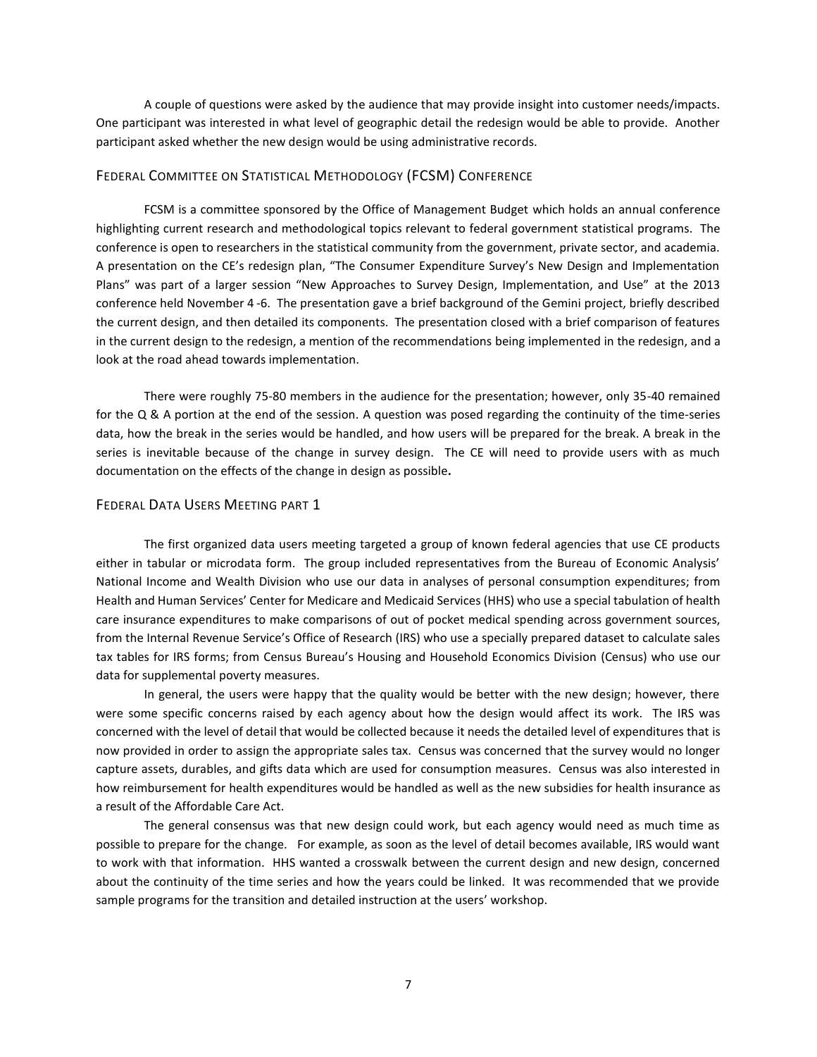A couple of questions were asked by the audience that may provide insight into customer needs/impacts. One participant was interested in what level of geographic detail the redesign would be able to provide. Another participant asked whether the new design would be using administrative records.

## Federal Committee on Statistical Methodology (FCSM) Conference

FCSM is a committee sponsored by the Office of Management Budget which holds an annual conference highlighting current research and methodological topics relevant to federal government statistical programs. The conference is open to researchers in the statistical community from the government, private sector, and academia. A presentation on the CE's redesign plan, "The Consumer Expenditure Survey's New Design and Implementation Plans" was part of a larger session "New Approaches to Survey Design, Implementation, and Use" at the 2013 conference held November 4 -6. The presentation gave a brief background of the Gemini project, briefly described the current design, and then detailed its components. The presentation closed with a brief comparison of features in the current design to the redesign, a mention of the recommendations being implemented in the redesign, and a look at the road ahead towards implementation.

There were roughly 75-80 members in the audience for the presentation; however, only 35-40 remained for the Q & A portion at the end of the session. A question was posed regarding the continuity of the time-series data, how the break in the series would be handled, and how users will be prepared for the break. A break in the series is inevitable because of the change in survey design. The CE will need to provide users with as much documentation on the effects of the change in design as possible**.**

## Federal Data Users Meeting part 1

The first organized data users meeting targeted a group of known federal agencies that use CE products either in tabular or microdata form. The group included representatives from the Bureau of Economic Analysis' National Income and Wealth Division who use our data in analyses of personal consumption expenditures; from Health and Human Services' Center for Medicare and Medicaid Services (HHS) who use a special tabulation of health care insurance expenditures to make comparisons of out of pocket medical spending across government sources, from the Internal Revenue Service's Office of Research (IRS) who use a specially prepared dataset to calculate sales tax tables for IRS forms; from Census Bureau's Housing and Household Economics Division (Census) who use our data for supplemental poverty measures.

In general, the users were happy that the quality would be better with the new design; however, there were some specific concerns raised by each agency about how the design would affect its work. The IRS was concerned with the level of detail that would be collected because it needs the detailed level of expenditures that is now provided in order to assign the appropriate sales tax. Census was concerned that the survey would no longer capture assets, durables, and gifts data which are used for consumption measures. Census was also interested in how reimbursement for health expenditures would be handled as well as the new subsidies for health insurance as a result of the Affordable Care Act.

The general consensus was that new design could work, but each agency would need as much time as possible to prepare for the change. For example, as soon as the level of detail becomes available, IRS would want to work with that information. HHS wanted a crosswalk between the current design and new design, concerned about the continuity of the time series and how the years could be linked. It was recommended that we provide sample programs for the transition and detailed instruction at the users' workshop.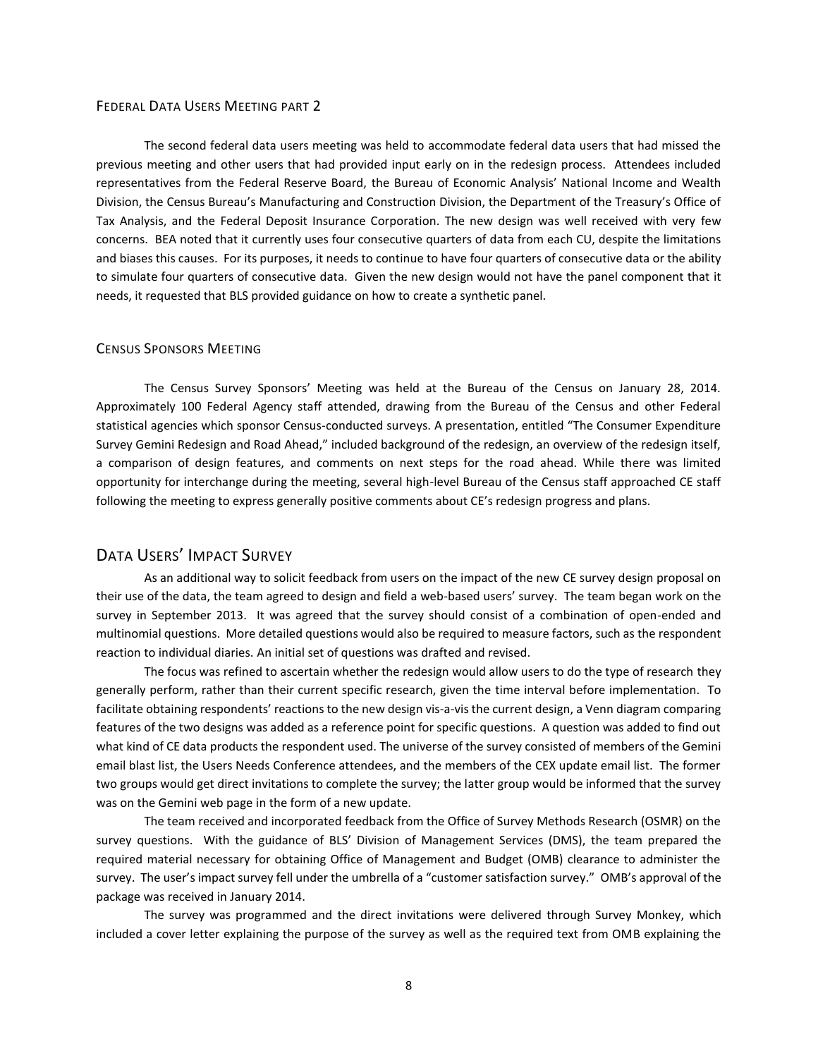### Federal Data Users Meeting part 2

The second federal data users meeting was held to accommodate federal data users that had missed the previous meeting and other users that had provided input early on in the redesign process. Attendees included representatives from the Federal Reserve Board, the Bureau of Economic Analysis' National Income and Wealth Division, the Census Bureau's Manufacturing and Construction Division, the Department of the Treasury's Office of Tax Analysis, and the Federal Deposit Insurance Corporation. The new design was well received with very few concerns. BEA noted that it currently uses four consecutive quarters of data from each CU, despite the limitations and biases this causes. For its purposes, it needs to continue to have four quarters of consecutive data or the ability to simulate four quarters of consecutive data. Given the new design would not have the panel component that it needs, it requested that BLS provided guidance on how to create a synthetic panel.

### Census Sponsors Meeting

The Census Survey Sponsors' Meeting was held at the Bureau of the Census on January 28, 2014. Approximately 100 Federal Agency staff attended, drawing from the Bureau of the Census and other Federal statistical agencies which sponsor Census-conducted surveys. A presentation, entitled "The Consumer Expenditure Survey Gemini Redesign and Road Ahead," included background of the redesign, an overview of the redesign itself, a comparison of design features, and comments on next steps for the road ahead. While there was limited opportunity for interchange during the meeting, several high-level Bureau of the Census staff approached CE staff following the meeting to express generally positive comments about CE's redesign progress and plans.

## Data Users' Impact Survey

As an additional way to solicit feedback from users on the impact of the new CE survey design proposal on their use of the data, the team agreed to design and field a web-based users' survey. The team began work on the survey in September 2013. It was agreed that the survey should consist of a combination of open-ended and multinomial questions. More detailed questions would also be required to measure factors, such as the respondent reaction to individual diaries. An initial set of questions was drafted and revised.

The focus was refined to ascertain whether the redesign would allow users to do the type of research they generally perform, rather than their current specific research, given the time interval before implementation. To facilitate obtaining respondents' reactions to the new design vis-a-vis the current design, a Venn diagram comparing features of the two designs was added as a reference point for specific questions. A question was added to find out what kind of CE data products the respondent used. The universe of the survey consisted of members of the Gemini email blast list, the Users Needs Conference attendees, and the members of the CEX update email list. The former two groups would get direct invitations to complete the survey; the latter group would be informed that the survey was on the Gemini web page in the form of a new update.

The team received and incorporated feedback from the Office of Survey Methods Research (OSMR) on the survey questions. With the guidance of BLS' Division of Management Services (DMS), the team prepared the required material necessary for obtaining Office of Management and Budget (OMB) clearance to administer the survey. The user's impact survey fell under the umbrella of a "customer satisfaction survey." OMB's approval of the package was received in January 2014.

The survey was programmed and the direct invitations were delivered through Survey Monkey, which included a cover letter explaining the purpose of the survey as well as the required text from OMB explaining the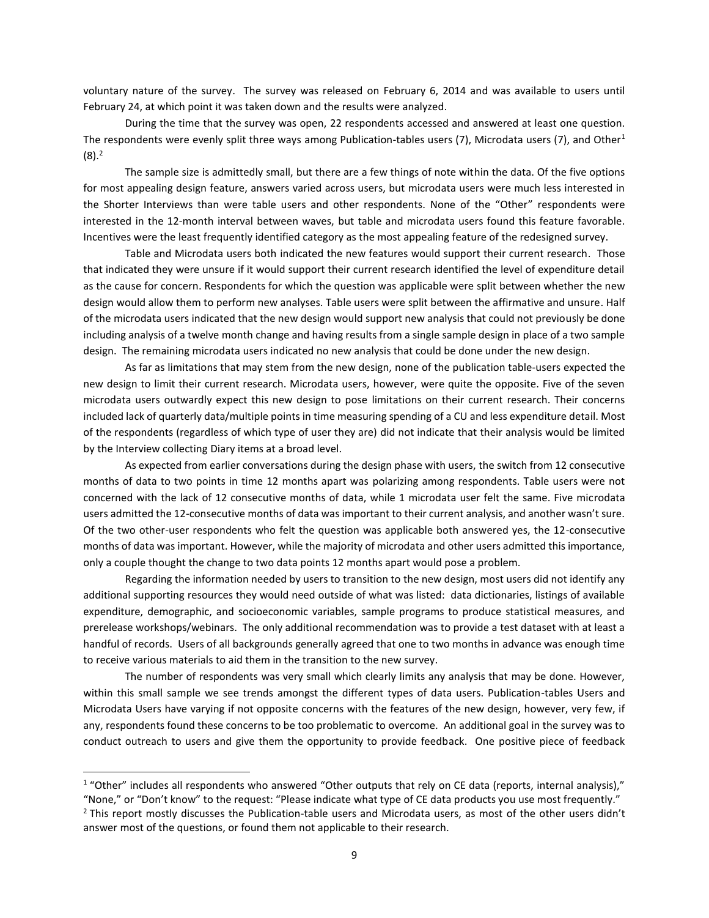voluntary nature of the survey. The survey was released on February 6, 2014 and was available to users until February 24, at which point it was taken down and the results were analyzed.

During the time that the survey was open, 22 respondents accessed and answered at least one question. The respondents were evenly split three ways among Publication-tables users (7), Microdata users (7), and Other[1] (8).[2]

The sample size is admittedly small, but there are a few things of note within the data. Of the five options for most appealing design feature, answers varied across users, but microdata users were much less interested in the Shorter Interviews than were table users and other respondents. None of the "Other" respondents were interested in the 12-month interval between waves, but table and microdata users found this feature favorable. Incentives were the least frequently identified category as the most appealing feature of the redesigned survey.

Table and Microdata users both indicated the new features would support their current research. Those that indicated they were unsure if it would support their current research identified the level of expenditure detail as the cause for concern. Respondents for which the question was applicable were split between whether the new design would allow them to perform new analyses. Table users were split between the affirmative and unsure. Half of the microdata users indicated that the new design would support new analysis that could not previously be done including analysis of a twelve month change and having results from a single sample design in place of a two sample design. The remaining microdata users indicated no new analysis that could be done under the new design.

As far as limitations that may stem from the new design, none of the publication table-users expected the new design to limit their current research. Microdata users, however, were quite the opposite. Five of the seven microdata users outwardly expect this new design to pose limitations on their current research. Their concerns included lack of quarterly data/multiple points in time measuring spending of a CU and less expenditure detail. Most of the respondents (regardless of which type of user they are) did not indicate that their analysis would be limited by the Interview collecting Diary items at a broad level.

As expected from earlier conversations during the design phase with users, the switch from 12 consecutive months of data to two points in time 12 months apart was polarizing among respondents. Table users were not concerned with the lack of 12 consecutive months of data, while 1 microdata user felt the same. Five microdata users admitted the 12-consecutive months of data was important to their current analysis, and another wasn't sure. Of the two other-user respondents who felt the question was applicable both answered yes, the 12-consecutive months of data was important. However, while the majority of microdata and other users admitted this importance, only a couple thought the change to two data points 12 months apart would pose a problem.

Regarding the information needed by users to transition to the new design, most users did not identify any additional supporting resources they would need outside of what was listed: data dictionaries, listings of available expenditure, demographic, and socioeconomic variables, sample programs to produce statistical measures, and prerelease workshops/webinars. The only additional recommendation was to provide a test dataset with at least a handful of records. Users of all backgrounds generally agreed that one to two months in advance was enough time to receive various materials to aid them in the transition to the new survey.

The number of respondents was very small which clearly limits any analysis that may be done. However, within this small sample we see trends amongst the different types of data users. Publication-tables Users and Microdata Users have varying if not opposite concerns with the features of the new design, however, very few, if any, respondents found these concerns to be too problematic to overcome. An additional goal in the survey was to conduct outreach to users and give them the opportunity to provide feedback. One positive piece of feedback

---

[1] "Other" includes all respondents who answered "Other outputs that rely on CE data (reports, internal analysis)," "None," or "Don't know" to the request: "Please indicate what type of CE data products you use most frequently."

[2] This report mostly discusses the Publication-table users and Microdata users, as most of the other users didn't answer most of the questions, or found them not applicable to their research.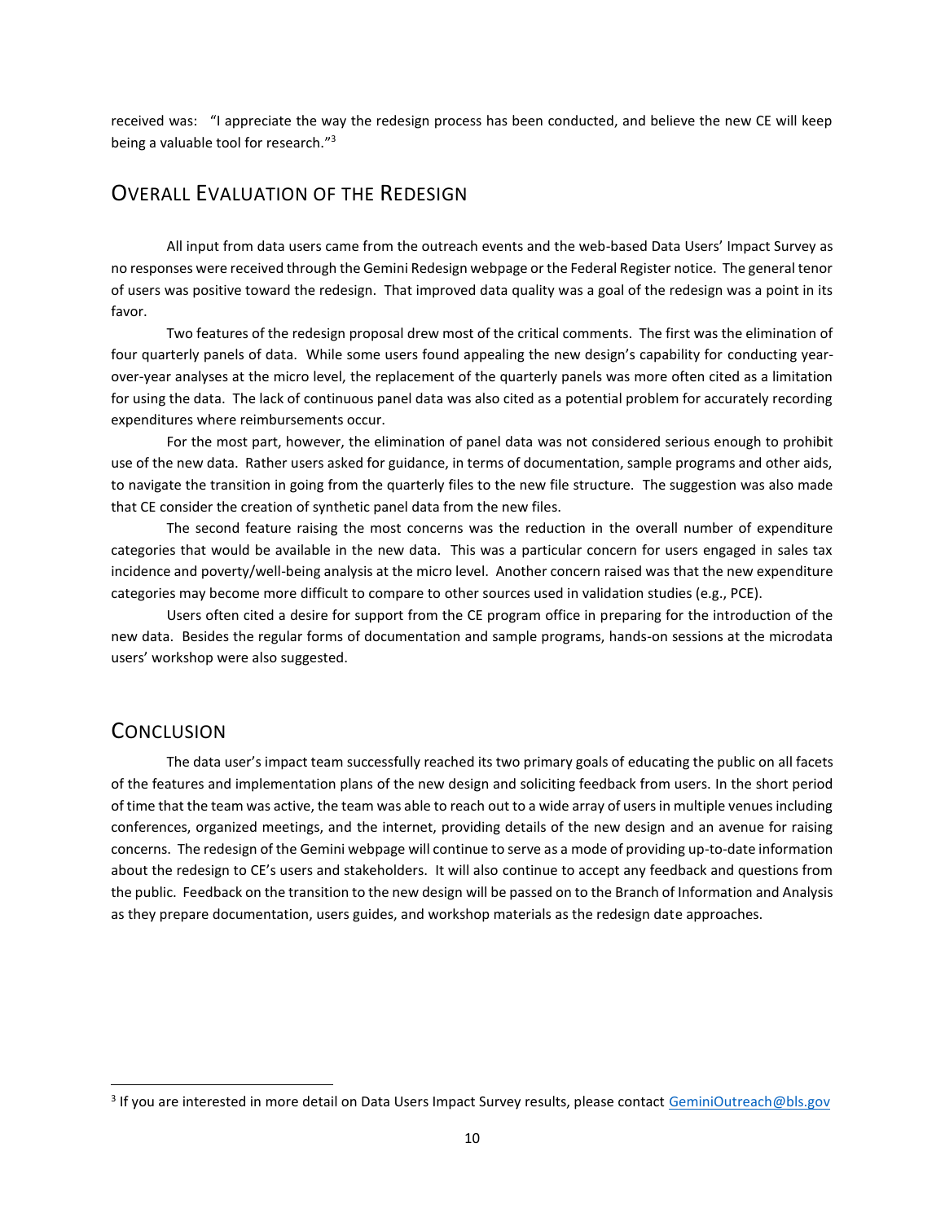received was: "I appreciate the way the redesign process has been conducted, and believe the new CE will keep being a valuable tool for research."[3]

## Overall Evaluation of the Redesign

All input from data users came from the outreach events and the web-based Data Users' Impact Survey as no responses were received through the Gemini Redesign webpage or the Federal Register notice. The general tenor of users was positive toward the redesign. That improved data quality was a goal of the redesign was a point in its favor.

Two features of the redesign proposal drew most of the critical comments. The first was the elimination of four quarterly panels of data. While some users found appealing the new design's capability for conducting year-over-year analyses at the micro level, the replacement of the quarterly panels was more often cited as a limitation for using the data. The lack of continuous panel data was also cited as a potential problem for accurately recording expenditures where reimbursements occur.

For the most part, however, the elimination of panel data was not considered serious enough to prohibit use of the new data. Rather users asked for guidance, in terms of documentation, sample programs and other aids, to navigate the transition in going from the quarterly files to the new file structure. The suggestion was also made that CE consider the creation of synthetic panel data from the new files.

The second feature raising the most concerns was the reduction in the overall number of expenditure categories that would be available in the new data. This was a particular concern for users engaged in sales tax incidence and poverty/well-being analysis at the micro level. Another concern raised was that the new expenditure categories may become more difficult to compare to other sources used in validation studies (e.g., PCE).

Users often cited a desire for support from the CE program office in preparing for the introduction of the new data. Besides the regular forms of documentation and sample programs, hands-on sessions at the microdata users' workshop were also suggested.

## Conclusion

The data user's impact team successfully reached its two primary goals of educating the public on all facets of the features and implementation plans of the new design and soliciting feedback from users. In the short period of time that the team was active, the team was able to reach out to a wide array of users in multiple venues including conferences, organized meetings, and the internet, providing details of the new design and an avenue for raising concerns. The redesign of the Gemini webpage will continue to serve as a mode of providing up-to-date information about the redesign to CE's users and stakeholders. It will also continue to accept any feedback and questions from the public. Feedback on the transition to the new design will be passed on to the Branch of Information and Analysis as they prepare documentation, users guides, and workshop materials as the redesign date approaches.

---

[3] If you are interested in more detail on Data Users Impact Survey results, please contact GeminiOutreach@bls.gov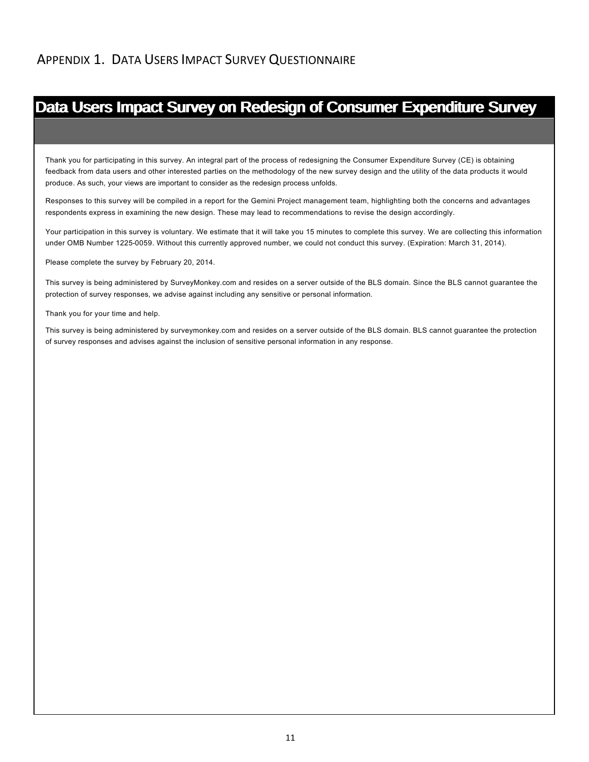## Appendix 1. Data Users Impact Survey Questionnaire

# Data Users Impact Survey on Redesign of Consumer Expenditure Survey

Thank you for participating in this survey. An integral part of the process of redesigning the Consumer Expenditure Survey (CE) is obtaining feedback from data users and other interested parties on the methodology of the new survey design and the utility of the data products it would produce. As such, your views are important to consider as the redesign process unfolds.

Responses to this survey will be compiled in a report for the Gemini Project management team, highlighting both the concerns and advantages respondents express in examining the new design. These may lead to recommendations to revise the design accordingly.

Your participation in this survey is voluntary. We estimate that it will take you 15 minutes to complete this survey. We are collecting this information under OMB Number 1225-0059. Without this currently approved number, we could not conduct this survey. (Expiration: March 31, 2014).

Please complete the survey by February 20, 2014.

This survey is being administered by SurveyMonkey.com and resides on a server outside of the BLS domain. Since the BLS cannot guarantee the protection of survey responses, we advise against including any sensitive or personal information.

Thank you for your time and help.

This survey is being administered by surveymonkey.com and resides on a server outside of the BLS domain. BLS cannot guarantee the protection of survey responses and advises against the inclusion of sensitive personal information in any response.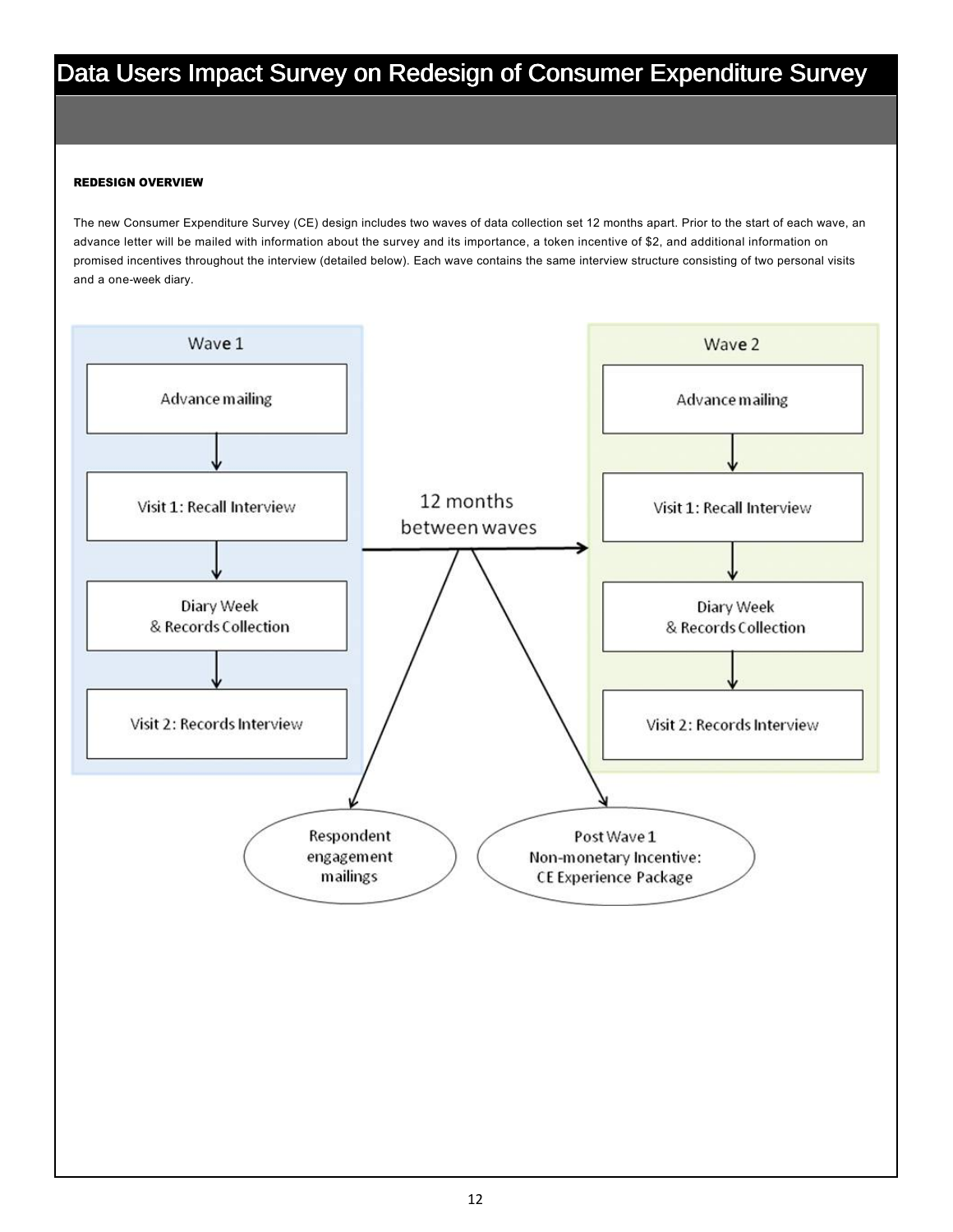#### REDESIGN OVERVIEW

The new Consumer Expenditure Survey (CE) design includes two waves of data collection set 12 months apart. Prior to the start of each wave, an advance letter will be mailed with information about the survey and its importance, a token incentive of $2, and additional information on promised incentives throughout the interview (detailed below). Each wave contains the same interview structure consisting of two personal visits and a one-week diary.

**Wave 1**

- Advance mailing
- Visit 1: Recall Interview
- Diary Week & Records Collection
- Visit 2: Records Interview

12 months between waves

**Wave 2**

- Advance mailing
- Visit 1: Recall Interview
- Diary Week & Records Collection
- Visit 2: Records Interview

Between waves:

- Respondent engagement mailings
- Post Wave 1 Non-monetary Incentive: CE Experience Package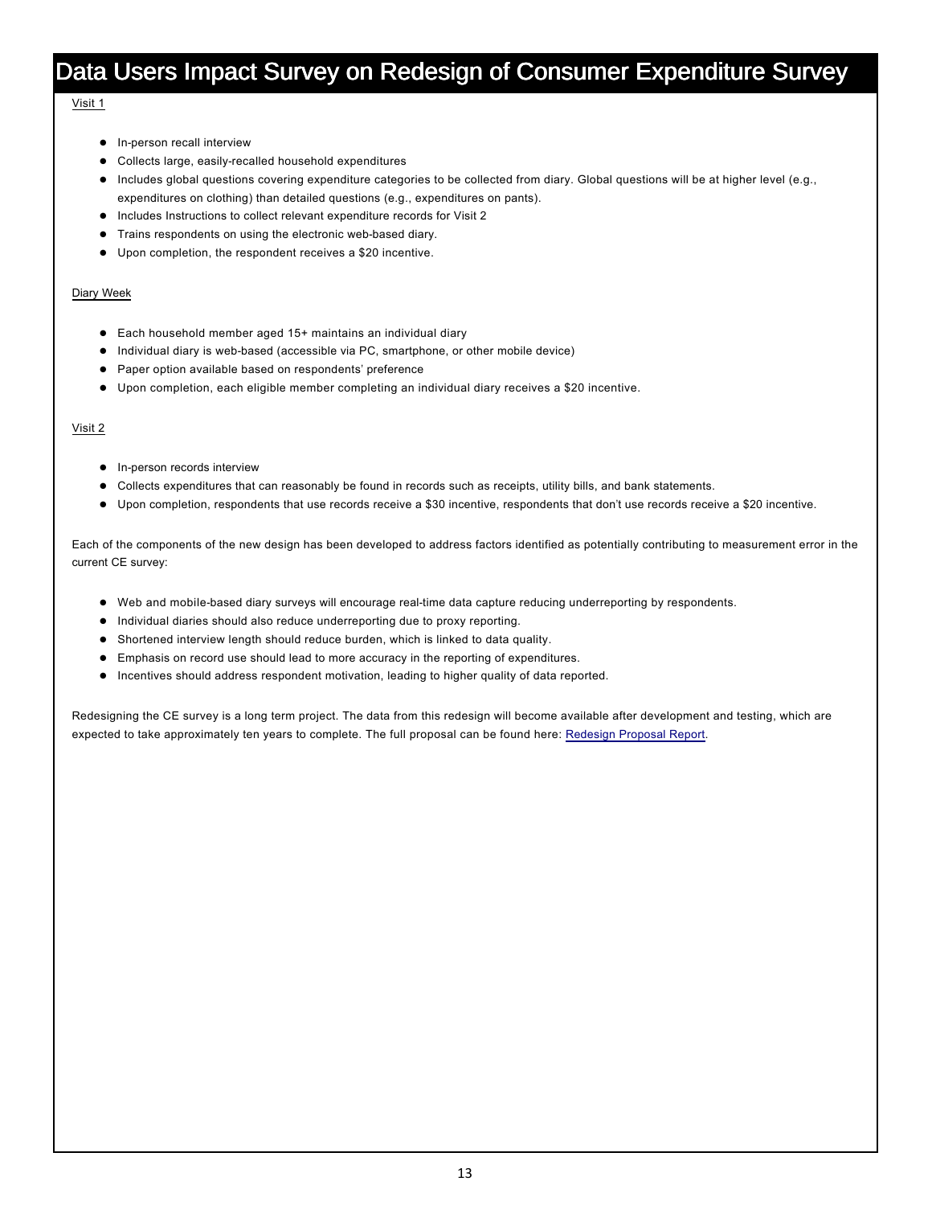# Data Users Impact Survey on Redesign of Consumer Expenditure Survey

Visit 1

- In-person recall interview
- Collects large, easily-recalled household expenditures
- Includes global questions covering expenditure categories to be collected from diary. Global questions will be at higher level (e.g., expenditures on clothing) than detailed questions (e.g., expenditures on pants).
- Includes Instructions to collect relevant expenditure records for Visit 2
- Trains respondents on using the electronic web-based diary.
- Upon completion, the respondent receives a $20 incentive.

Diary Week

- Each household member aged 15+ maintains an individual diary
- Individual diary is web-based (accessible via PC, smartphone, or other mobile device)
- Paper option available based on respondents' preference
- Upon completion, each eligible member completing an individual diary receives a $20 incentive.

Visit 2

- In-person records interview
- Collects expenditures that can reasonably be found in records such as receipts, utility bills, and bank statements.
- Upon completion, respondents that use records receive a $30 incentive, respondents that don't use records receive a $20 incentive.

Each of the components of the new design has been developed to address factors identified as potentially contributing to measurement error in the current CE survey:

- Web and mobile-based diary surveys will encourage real-time data capture reducing underreporting by respondents.
- Individual diaries should also reduce underreporting due to proxy reporting.
- Shortened interview length should reduce burden, which is linked to data quality.
- Emphasis on record use should lead to more accuracy in the reporting of expenditures.
- Incentives should address respondent motivation, leading to higher quality of data reported.

Redesigning the CE survey is a long term project. The data from this redesign will become available after development and testing, which are expected to take approximately ten years to complete. The full proposal can be found here: Redesign Proposal Report.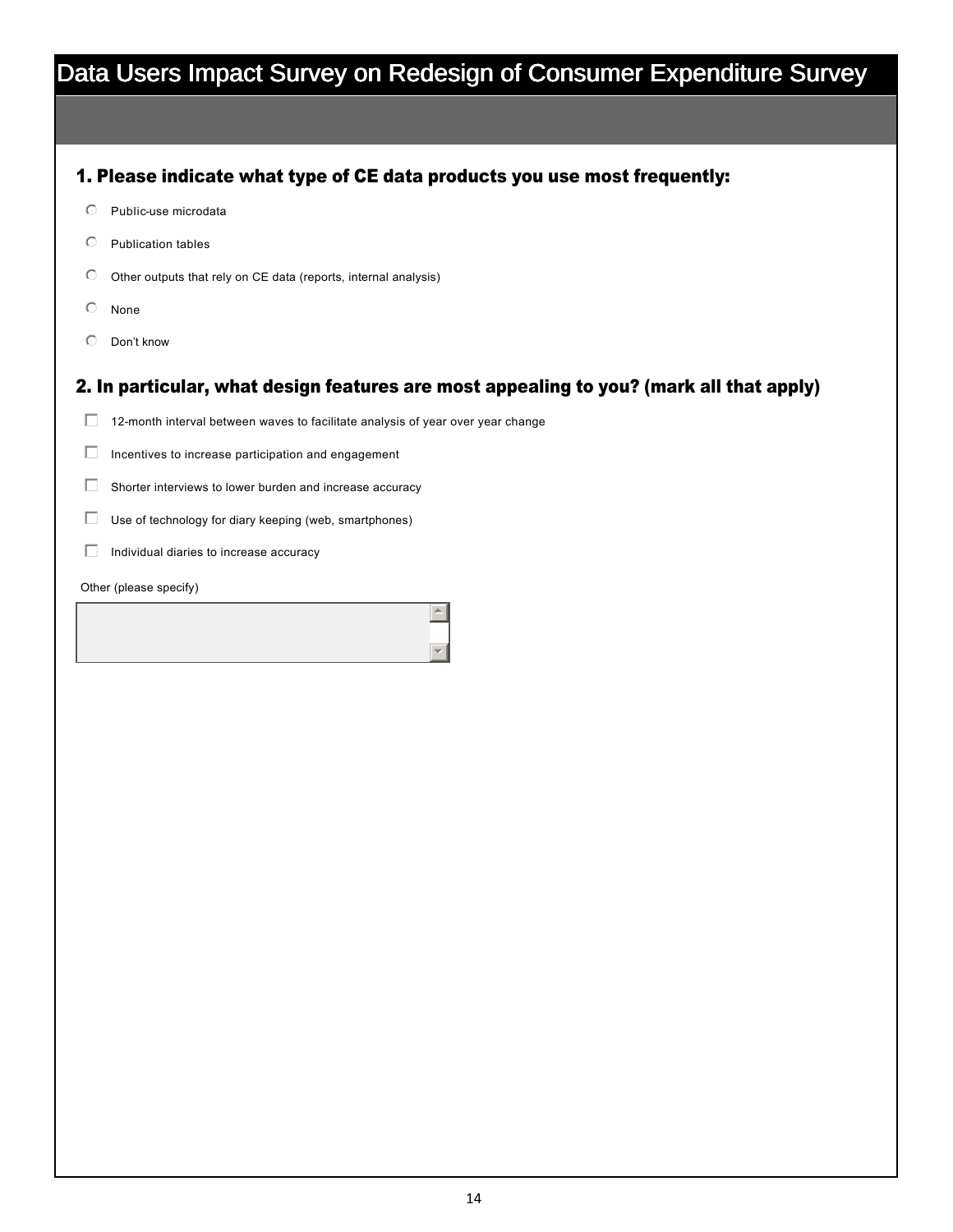# Data Users Impact Survey on Redesign of Consumer Expenditure Survey

## 1. Please indicate what type of CE data products you use most frequently:

- ○ Public-use microdata
- ○ Publication tables
- ○ Other outputs that rely on CE data (reports, internal analysis)
- ○ None
- ○ Don't know

## 2. In particular, what design features are most appealing to you? (mark all that apply)

- ☐ 12-month interval between waves to facilitate analysis of year over year change
- ☐ Incentives to increase participation and engagement
- ☐ Shorter interviews to lower burden and increase accuracy
- ☐ Use of technology for diary keeping (web, smartphones)
- ☐ Individual diaries to increase accuracy

Other (please specify)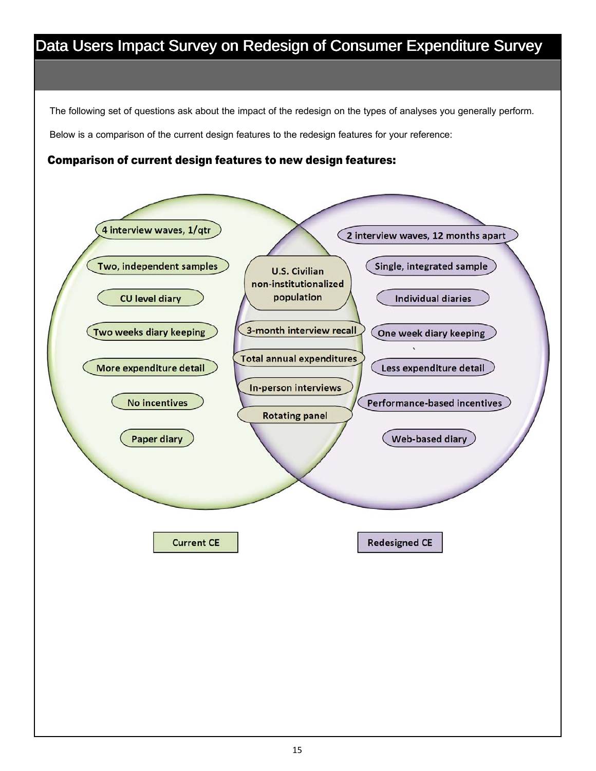# Data Users Impact Survey on Redesign of Consumer Expenditure Survey

The following set of questions ask about the impact of the redesign on the types of analyses you generally perform.

Below is a comparison of the current design features to the redesign features for your reference:

**Comparison of current design features to new design features:**

| Current CE | Both | Redesigned CE |
| --- | --- | --- |
| 4 interview waves, 1/qtr | U.S. Civilian non-institutionalized population | 2 interview waves, 12 months apart |
| Two, independent samples | 3-month interview recall | Single, integrated sample |
| CU level diary | Total annual expenditures | Individual diaries |
| Two weeks diary keeping | In-person interviews | One week diary keeping |
| More expenditure detail | Rotating panel | Less expenditure detail |
| No incentives | | Performance-based incentives |
| Paper diary | | Web-based diary |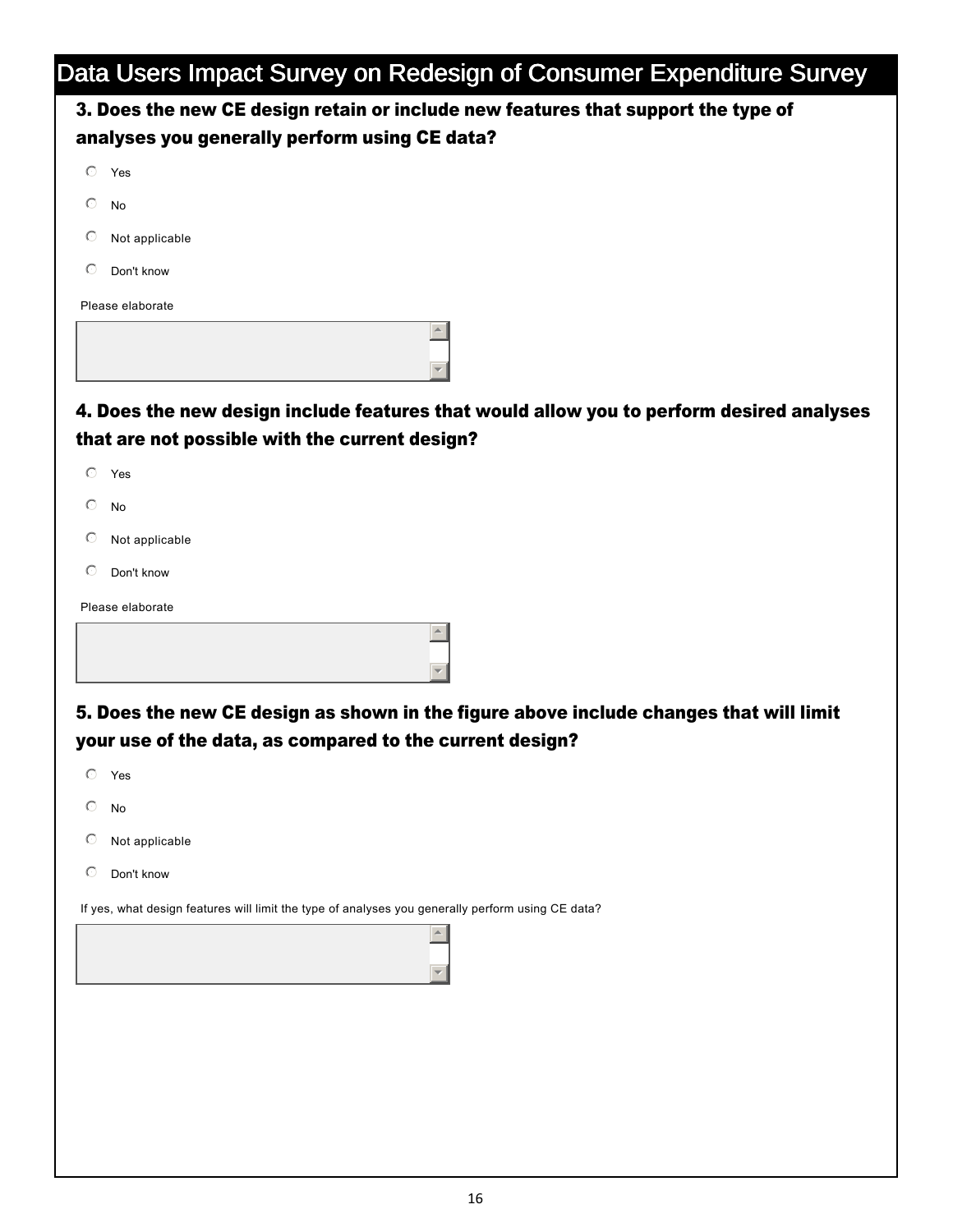# Data Users Impact Survey on Redesign of Consumer Expenditure Survey

### 3. Does the new CE design retain or include new features that support the type of analyses you generally perform using CE data?

- Yes
- No
- Not applicable
- Don't know

Please elaborate

### 4. Does the new design include features that would allow you to perform desired analyses that are not possible with the current design?

- Yes
- No
- Not applicable
- Don't know

Please elaborate

### 5. Does the new CE design as shown in the figure above include changes that will limit your use of the data, as compared to the current design?

- Yes
- No
- Not applicable
- Don't know

If yes, what design features will limit the type of analyses you generally perform using CE data?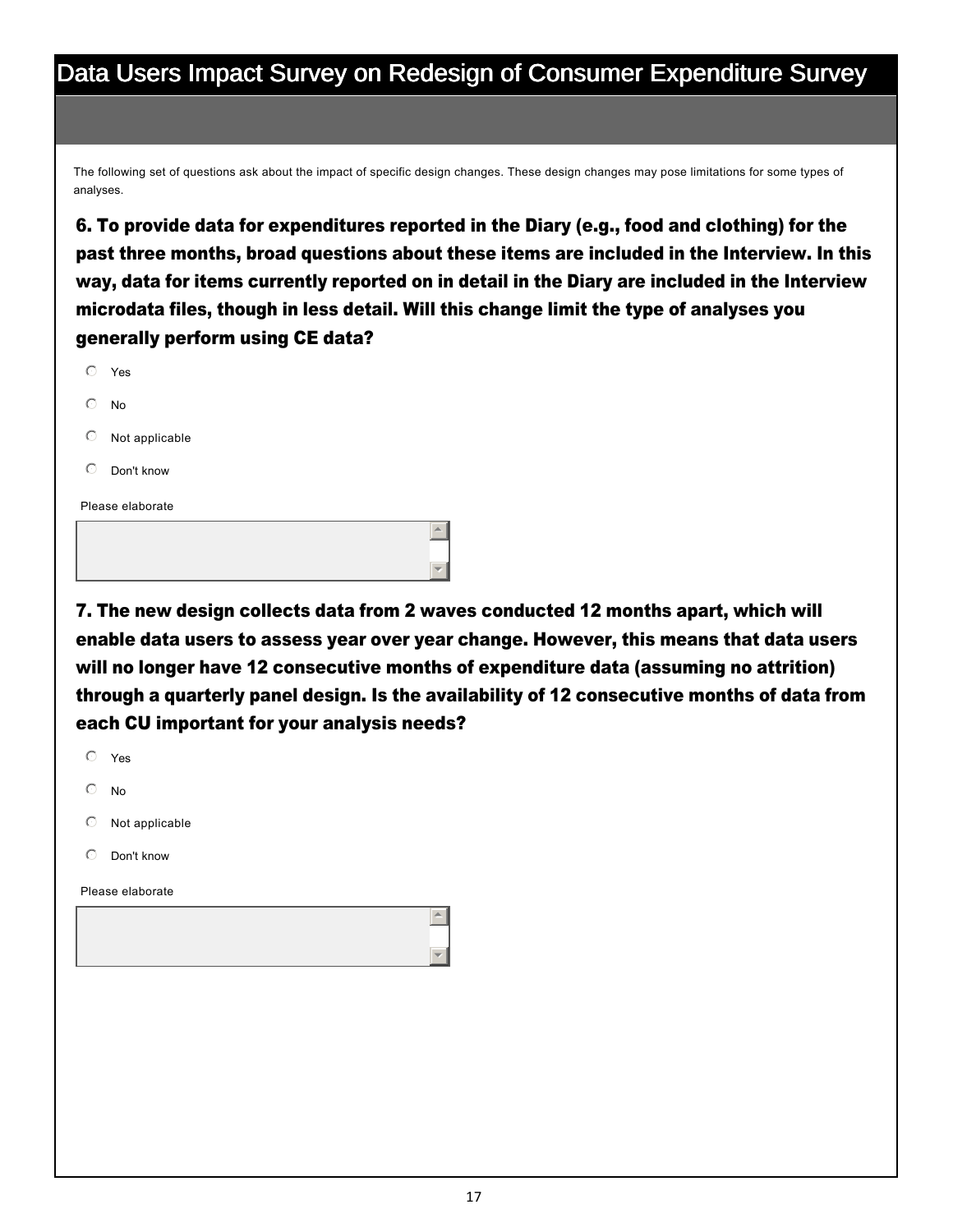# Data Users Impact Survey on Redesign of Consumer Expenditure Survey

The following set of questions ask about the impact of specific design changes. These design changes may pose limitations for some types of analyses.

**6. To provide data for expenditures reported in the Diary (e.g., food and clothing) for the past three months, broad questions about these items are included in the Interview. In this way, data for items currently reported on in detail in the Diary are included in the Interview microdata files, though in less detail. Will this change limit the type of analyses you generally perform using CE data?**

- ○ Yes
- ○ No
- ○ Not applicable
- ○ Don't know

Please elaborate

**7. The new design collects data from 2 waves conducted 12 months apart, which will enable data users to assess year over year change. However, this means that data users will no longer have 12 consecutive months of expenditure data (assuming no attrition) through a quarterly panel design. Is the availability of 12 consecutive months of data from each CU important for your analysis needs?**

- ○ Yes
- ○ No
- ○ Not applicable
- ○ Don't know

Please elaborate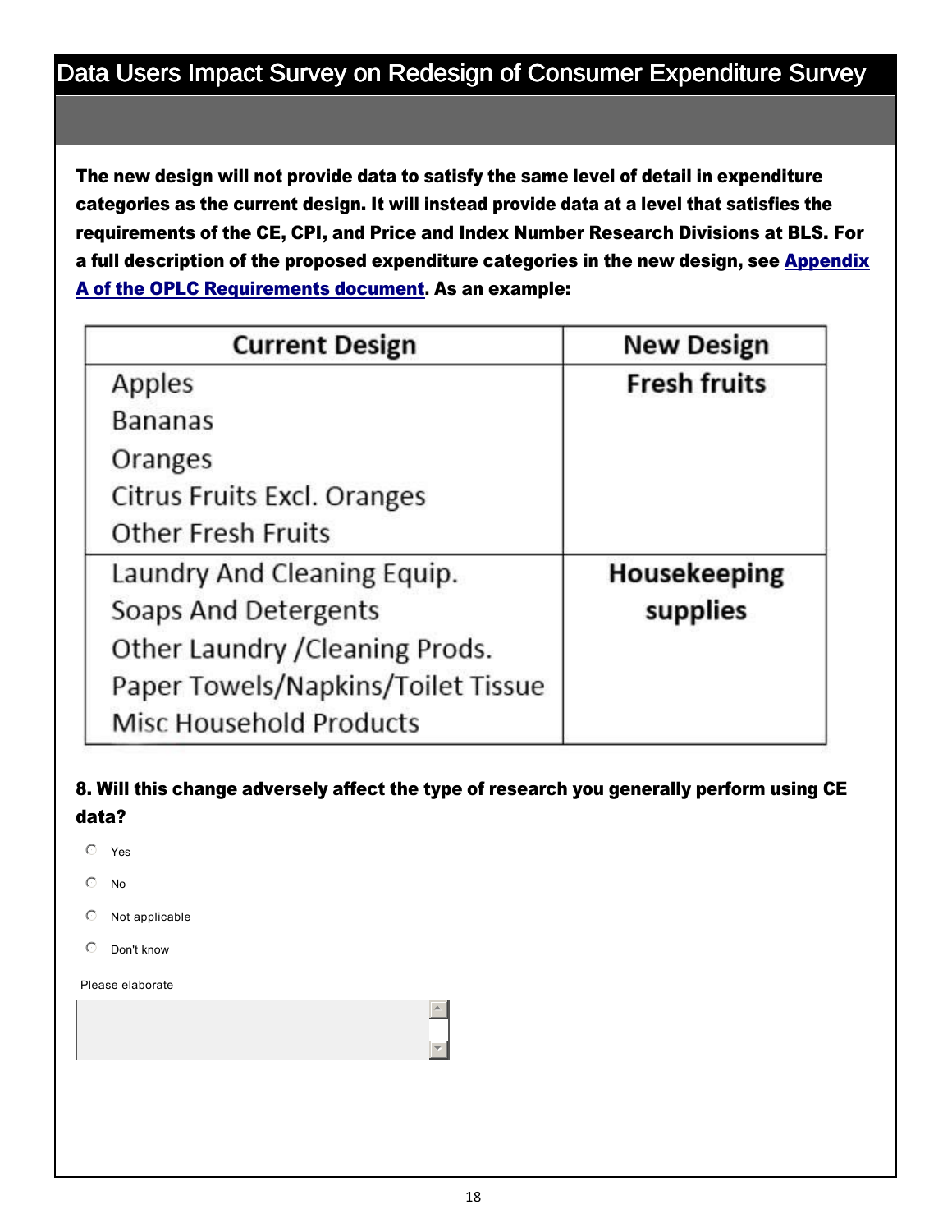# Data Users Impact Survey on Redesign of Consumer Expenditure Survey

**The new design will not provide data to satisfy the same level of detail in expenditure categories as the current design. It will instead provide data at a level that satisfies the requirements of the CE, CPI, and Price and Index Number Research Divisions at BLS. For a full description of the proposed expenditure categories in the new design, see Appendix A of the OPLC Requirements document. As an example:**

| Current Design | New Design |
|---|---|
| Apples<br>Bananas<br>Oranges<br>Citrus Fruits Excl. Oranges<br>Other Fresh Fruits | **Fresh fruits** |
| Laundry And Cleaning Equip.<br>Soaps And Detergents<br>Other Laundry /Cleaning Prods.<br>Paper Towels/Napkins/Toilet Tissue<br>Misc Household Products | **Housekeeping supplies** |

**8. Will this change adversely affect the type of research you generally perform using CE data?**

- ○ Yes
- ○ No
- ○ Not applicable
- ○ Don't know

Please elaborate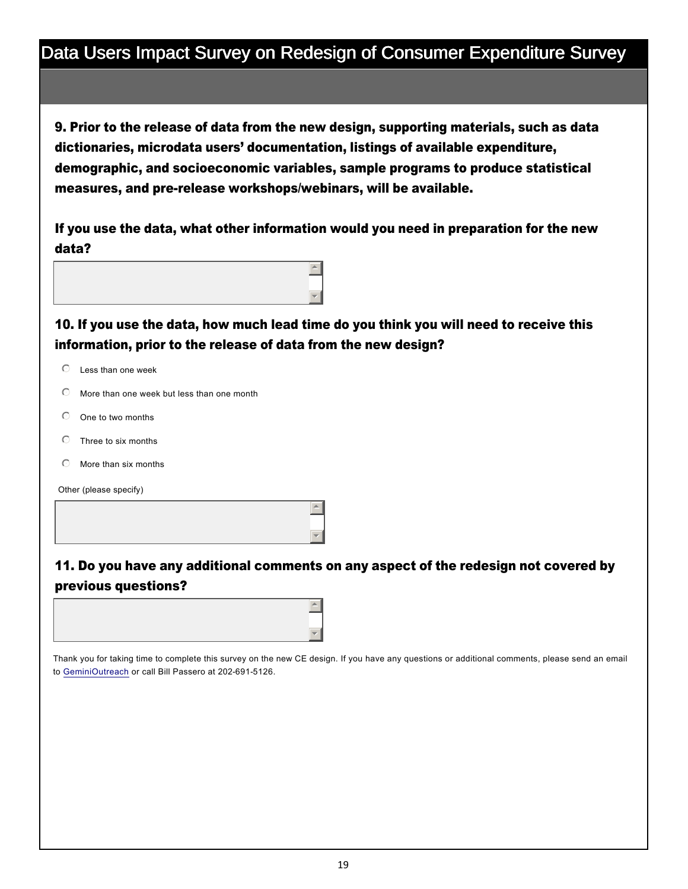# Data Users Impact Survey on Redesign of Consumer Expenditure Survey

**9. Prior to the release of data from the new design, supporting materials, such as data dictionaries, microdata users' documentation, listings of available expenditure, demographic, and socioeconomic variables, sample programs to produce statistical measures, and pre-release workshops/webinars, will be available.**

**If you use the data, what other information would you need in preparation for the new data?**

**10. If you use the data, how much lead time do you think you will need to receive this information, prior to the release of data from the new design?**

- Less than one week
- More than one week but less than one month
- One to two months
- Three to six months
- More than six months

Other (please specify)

**11. Do you have any additional comments on any aspect of the redesign not covered by previous questions?**

Thank you for taking time to complete this survey on the new CE design. If you have any questions or additional comments, please send an email to GeminiOutreach or call Bill Passero at 202-691-5126.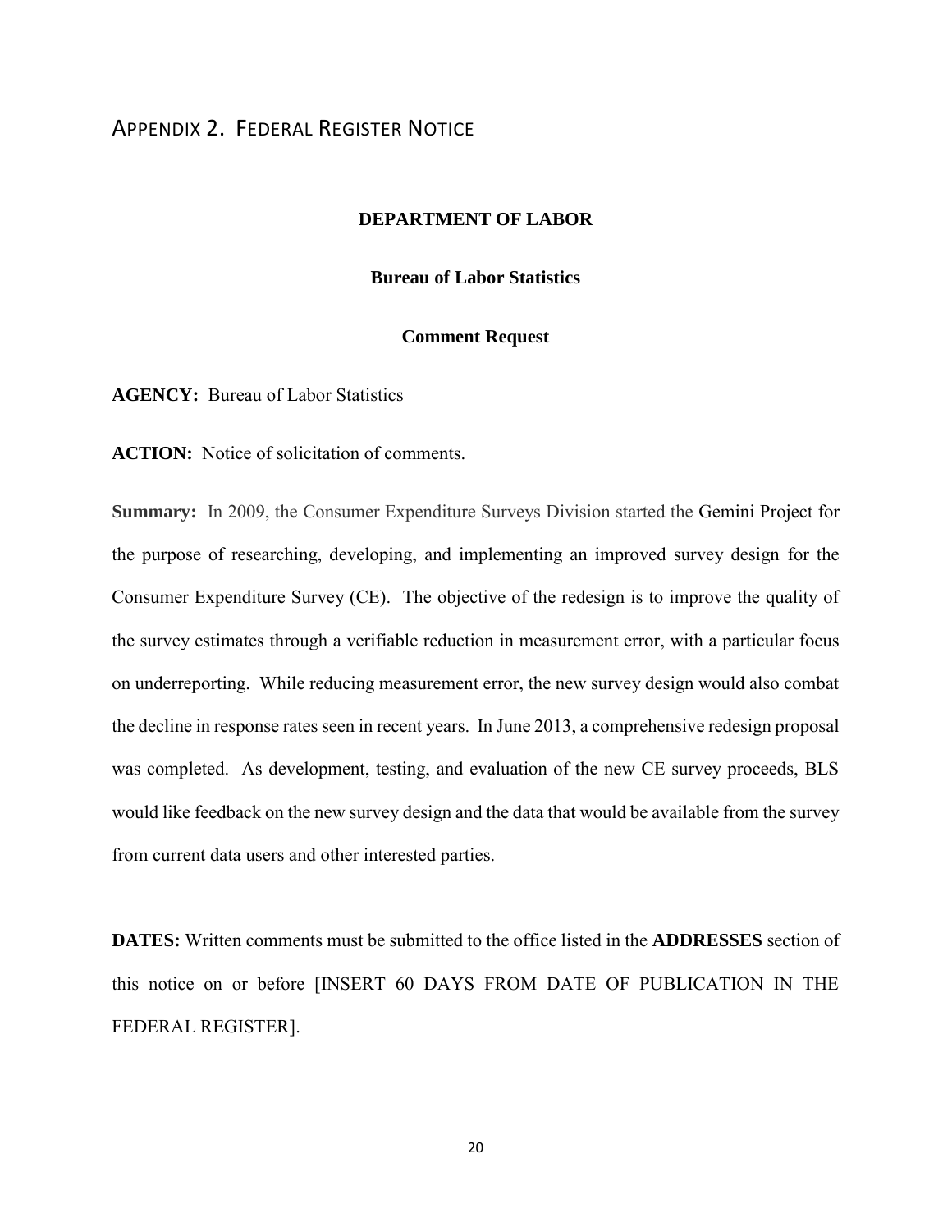## Appendix 2. Federal Register Notice

**DEPARTMENT OF LABOR**

**Bureau of Labor Statistics**

**Comment Request**

**AGENCY:** Bureau of Labor Statistics

**ACTION:** Notice of solicitation of comments.

**Summary:** In 2009, the Consumer Expenditure Surveys Division started the Gemini Project for the purpose of researching, developing, and implementing an improved survey design for the Consumer Expenditure Survey (CE). The objective of the redesign is to improve the quality of the survey estimates through a verifiable reduction in measurement error, with a particular focus on underreporting. While reducing measurement error, the new survey design would also combat the decline in response rates seen in recent years. In June 2013, a comprehensive redesign proposal was completed. As development, testing, and evaluation of the new CE survey proceeds, BLS would like feedback on the new survey design and the data that would be available from the survey from current data users and other interested parties.

**DATES:** Written comments must be submitted to the office listed in the **ADDRESSES** section of this notice on or before [INSERT 60 DAYS FROM DATE OF PUBLICATION IN THE FEDERAL REGISTER].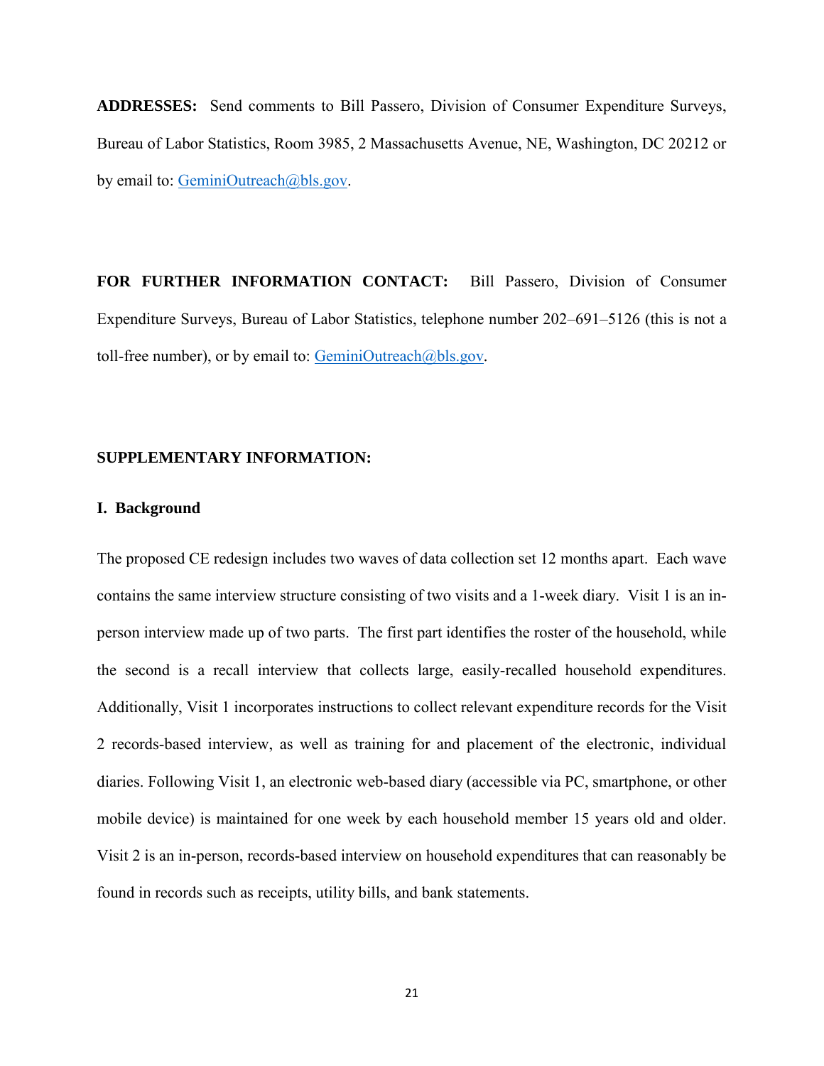**ADDRESSES:** Send comments to Bill Passero, Division of Consumer Expenditure Surveys, Bureau of Labor Statistics, Room 3985, 2 Massachusetts Avenue, NE, Washington, DC 20212 or by email to: GeminiOutreach@bls.gov.

**FOR FURTHER INFORMATION CONTACT:** Bill Passero, Division of Consumer Expenditure Surveys, Bureau of Labor Statistics, telephone number 202–691–5126 (this is not a toll-free number), or by email to: GeminiOutreach@bls.gov.

**SUPPLEMENTARY INFORMATION:**

**I. Background**

The proposed CE redesign includes two waves of data collection set 12 months apart. Each wave contains the same interview structure consisting of two visits and a 1-week diary. Visit 1 is an in-person interview made up of two parts. The first part identifies the roster of the household, while the second is a recall interview that collects large, easily-recalled household expenditures. Additionally, Visit 1 incorporates instructions to collect relevant expenditure records for the Visit 2 records-based interview, as well as training for and placement of the electronic, individual diaries. Following Visit 1, an electronic web-based diary (accessible via PC, smartphone, or other mobile device) is maintained for one week by each household member 15 years old and older. Visit 2 is an in-person, records-based interview on household expenditures that can reasonably be found in records such as receipts, utility bills, and bank statements.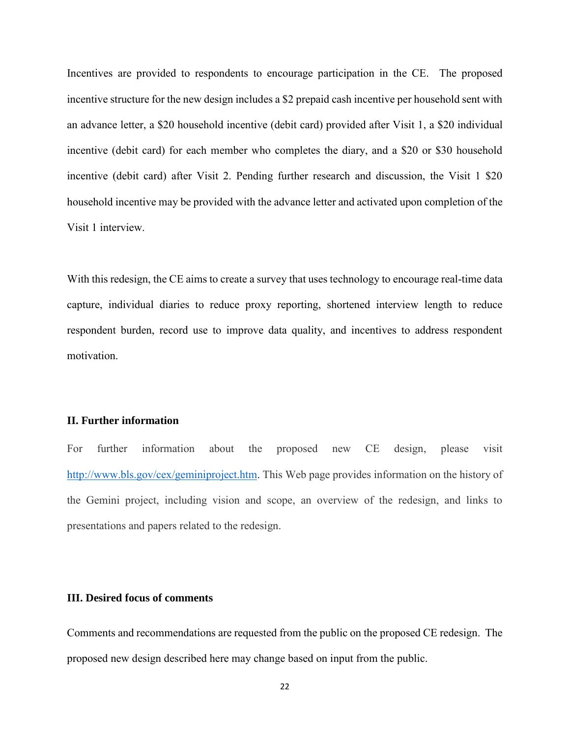Incentives are provided to respondents to encourage participation in the CE. The proposed incentive structure for the new design includes a $2 prepaid cash incentive per household sent with an advance letter, a $20 household incentive (debit card) provided after Visit 1, a $20 individual incentive (debit card) for each member who completes the diary, and a $20 or $30 household incentive (debit card) after Visit 2. Pending further research and discussion, the Visit 1 $20 household incentive may be provided with the advance letter and activated upon completion of the Visit 1 interview.

With this redesign, the CE aims to create a survey that uses technology to encourage real-time data capture, individual diaries to reduce proxy reporting, shortened interview length to reduce respondent burden, record use to improve data quality, and incentives to address respondent motivation.

## II. Further information

For further information about the proposed new CE design, please visit [http://www.bls.gov/cex/geminiproject.htm](http://www.bls.gov/cex/geminiproject.htm). This Web page provides information on the history of the Gemini project, including vision and scope, an overview of the redesign, and links to presentations and papers related to the redesign.

## III. Desired focus of comments

Comments and recommendations are requested from the public on the proposed CE redesign. The proposed new design described here may change based on input from the public.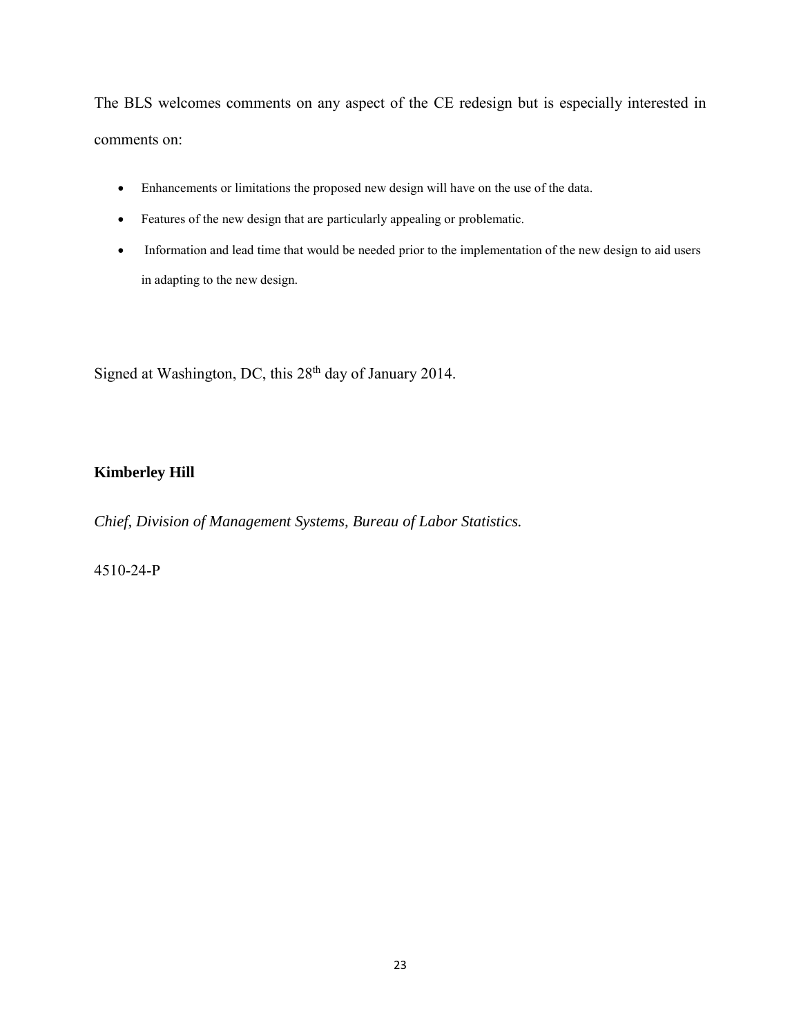The BLS welcomes comments on any aspect of the CE redesign but is especially interested in comments on:

- Enhancements or limitations the proposed new design will have on the use of the data.
- Features of the new design that are particularly appealing or problematic.
- Information and lead time that would be needed prior to the implementation of the new design to aid users in adapting to the new design.

Signed at Washington, DC, this 28th day of January 2014.

**Kimberley Hill**

*Chief, Division of Management Systems, Bureau of Labor Statistics.*

4510-24-P